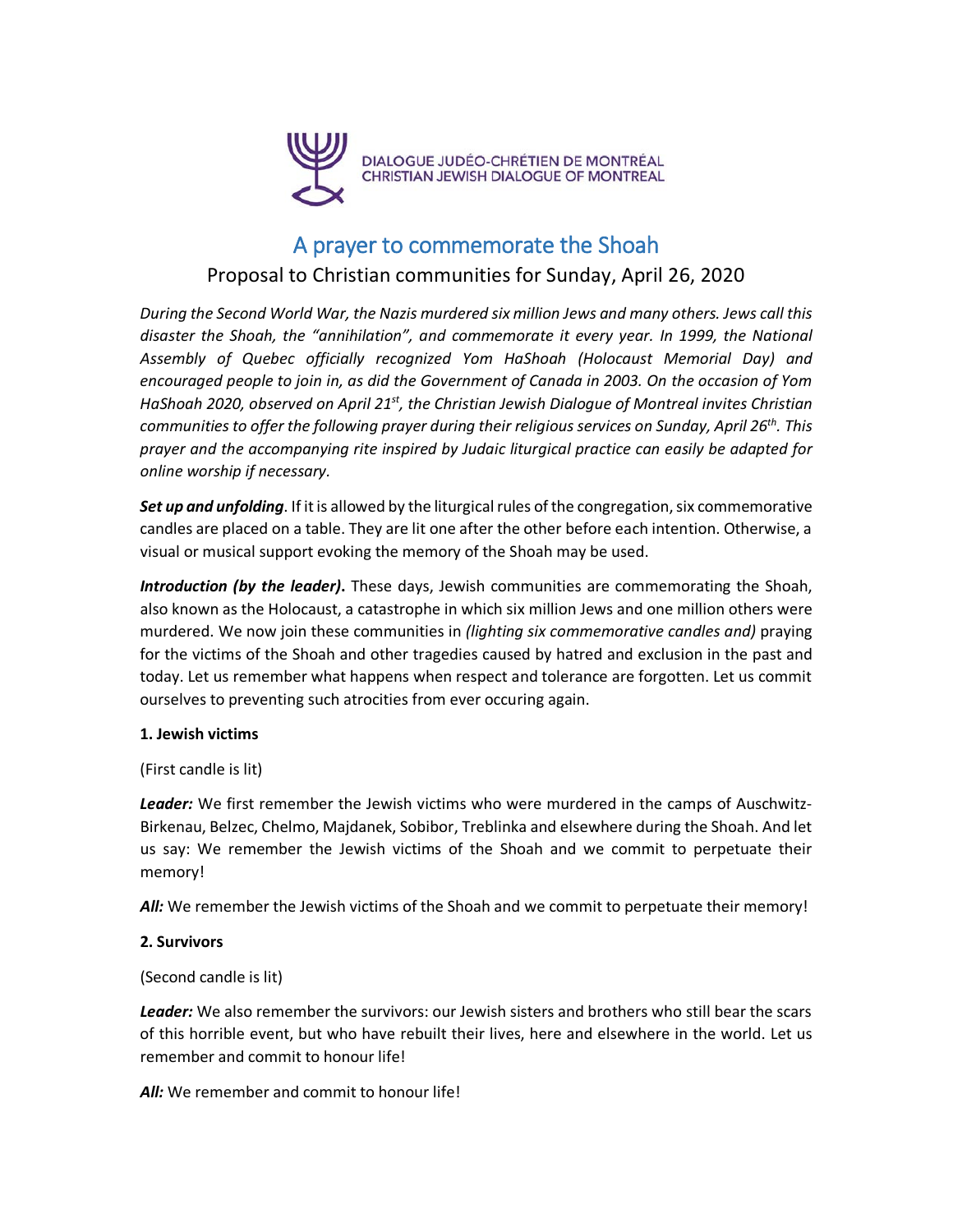DIALOGUE JUDÉO-CHRÉTIEN DE MONTRÉAL
CHRISTIAN JEWISH DIALOGUE OF MONTREAL

# A prayer to commemorate the Shoah

## Proposal to Christian communities for Sunday, April 26, 2020

*During the Second World War, the Nazis murdered six million Jews and many others. Jews call this disaster the Shoah, the "annihilation", and commemorate it every year. In 1999, the National Assembly of Quebec officially recognized Yom HaShoah (Holocaust Memorial Day) and encouraged people to join in, as did the Government of Canada in 2003. On the occasion of Yom HaShoah 2020, observed on April 21st, the Christian Jewish Dialogue of Montreal invites Christian communities to offer the following prayer during their religious services on Sunday, April 26th. This prayer and the accompanying rite inspired by Judaic liturgical practice can easily be adapted for online worship if necessary.*

***Set up and unfolding***. If it is allowed by the liturgical rules of the congregation, six commemorative candles are placed on a table. They are lit one after the other before each intention. Otherwise, a visual or musical support evoking the memory of the Shoah may be used.

***Introduction (by the leader)*.** These days, Jewish communities are commemorating the Shoah, also known as the Holocaust, a catastrophe in which six million Jews and one million others were murdered. We now join these communities in *(lighting six commemorative candles and)* praying for the victims of the Shoah and other tragedies caused by hatred and exclusion in the past and today. Let us remember what happens when respect and tolerance are forgotten. Let us commit ourselves to preventing such atrocities from ever occuring again.

**1. Jewish victims**

(First candle is lit)

***Leader:*** We first remember the Jewish victims who were murdered in the camps of Auschwitz-Birkenau, Belzec, Chelmo, Majdanek, Sobibor, Treblinka and elsewhere during the Shoah. And let us say: We remember the Jewish victims of the Shoah and we commit to perpetuate their memory!

***All:*** We remember the Jewish victims of the Shoah and we commit to perpetuate their memory!

**2. Survivors**

(Second candle is lit)

***Leader:*** We also remember the survivors: our Jewish sisters and brothers who still bear the scars of this horrible event, but who have rebuilt their lives, here and elsewhere in the world. Let us remember and commit to honour life!

***All:*** We remember and commit to honour life!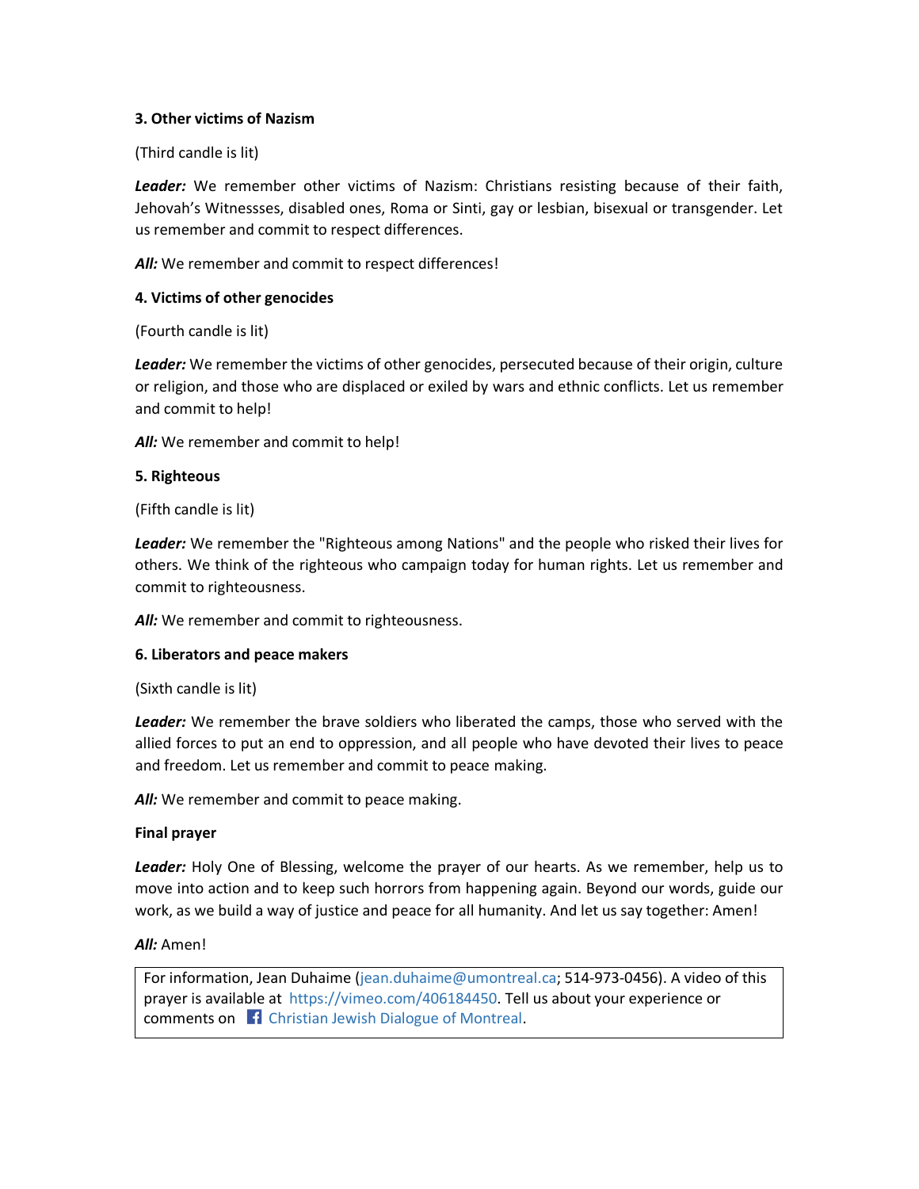**3. Other victims of Nazism**

(Third candle is lit)

***Leader:*** We remember other victims of Nazism: Christians resisting because of their faith, Jehovah's Witnessses, disabled ones, Roma or Sinti, gay or lesbian, bisexual or transgender. Let us remember and commit to respect differences.

***All:*** We remember and commit to respect differences!

**4. Victims of other genocides**

(Fourth candle is lit)

***Leader:*** We remember the victims of other genocides, persecuted because of their origin, culture or religion, and those who are displaced or exiled by wars and ethnic conflicts. Let us remember and commit to help!

***All:*** We remember and commit to help!

**5. Righteous**

(Fifth candle is lit)

***Leader:*** We remember the "Righteous among Nations" and the people who risked their lives for others. We think of the righteous who campaign today for human rights. Let us remember and commit to righteousness.

***All:*** We remember and commit to righteousness.

**6. Liberators and peace makers**

(Sixth candle is lit)

***Leader:*** We remember the brave soldiers who liberated the camps, those who served with the allied forces to put an end to oppression, and all people who have devoted their lives to peace and freedom. Let us remember and commit to peace making.

***All:*** We remember and commit to peace making.

**Final prayer**

***Leader:*** Holy One of Blessing, welcome the prayer of our hearts. As we remember, help us to move into action and to keep such horrors from happening again. Beyond our words, guide our work, as we build a way of justice and peace for all humanity. And let us say together: Amen!

***All:*** Amen!

For information, Jean Duhaime (jean.duhaime@umontreal.ca; 514-973-0456). A video of this prayer is available at https://vimeo.com/406184450. Tell us about your experience or comments on Christian Jewish Dialogue of Montreal.